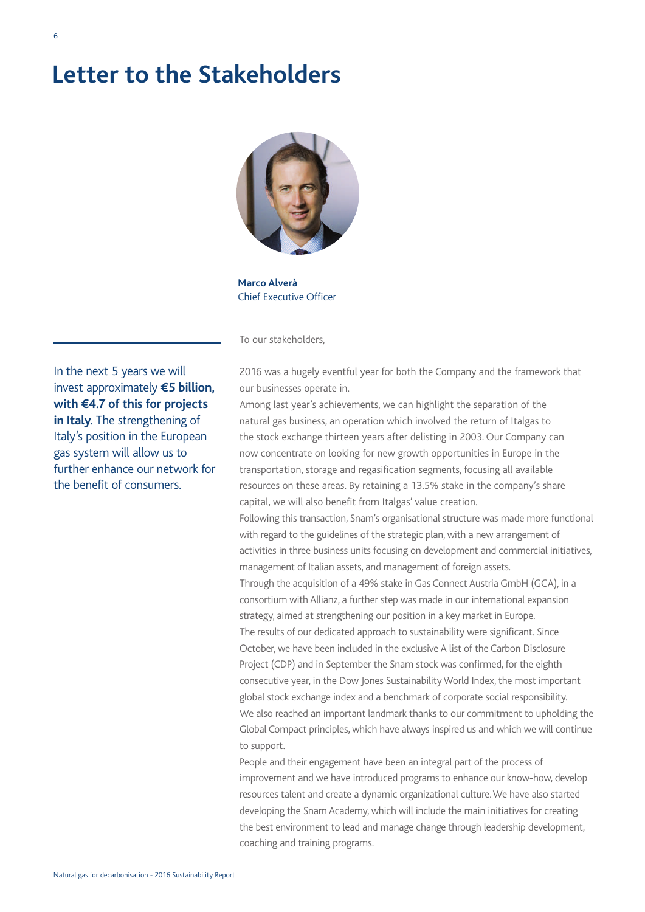# Letter to the Stakeholders

**Marco Alverà**
Chief Executive Officer

In the next 5 years we will invest approximately **€5 billion, with €4.7 of this for projects in Italy**. The strengthening of Italy's position in the European gas system will allow us to further enhance our network for the benefit of consumers.

To our stakeholders,

2016 was a hugely eventful year for both the Company and the framework that our businesses operate in.

Among last year's achievements, we can highlight the separation of the natural gas business, an operation which involved the return of Italgas to the stock exchange thirteen years after delisting in 2003. Our Company can now concentrate on looking for new growth opportunities in Europe in the transportation, storage and regasification segments, focusing all available resources on these areas. By retaining a 13.5% stake in the company's share capital, we will also benefit from Italgas' value creation.

Following this transaction, Snam's organisational structure was made more functional with regard to the guidelines of the strategic plan, with a new arrangement of activities in three business units focusing on development and commercial initiatives, management of Italian assets, and management of foreign assets.

Through the acquisition of a 49% stake in Gas Connect Austria GmbH (GCA), in a consortium with Allianz, a further step was made in our international expansion strategy, aimed at strengthening our position in a key market in Europe.

The results of our dedicated approach to sustainability were significant. Since October, we have been included in the exclusive A list of the Carbon Disclosure Project (CDP) and in September the Snam stock was confirmed, for the eighth consecutive year, in the Dow Jones Sustainability World Index, the most important global stock exchange index and a benchmark of corporate social responsibility.

We also reached an important landmark thanks to our commitment to upholding the Global Compact principles, which have always inspired us and which we will continue to support.

People and their engagement have been an integral part of the process of improvement and we have introduced programs to enhance our know-how, develop resources talent and create a dynamic organizational culture. We have also started developing the Snam Academy, which will include the main initiatives for creating the best environment to lead and manage change through leadership development, coaching and training programs.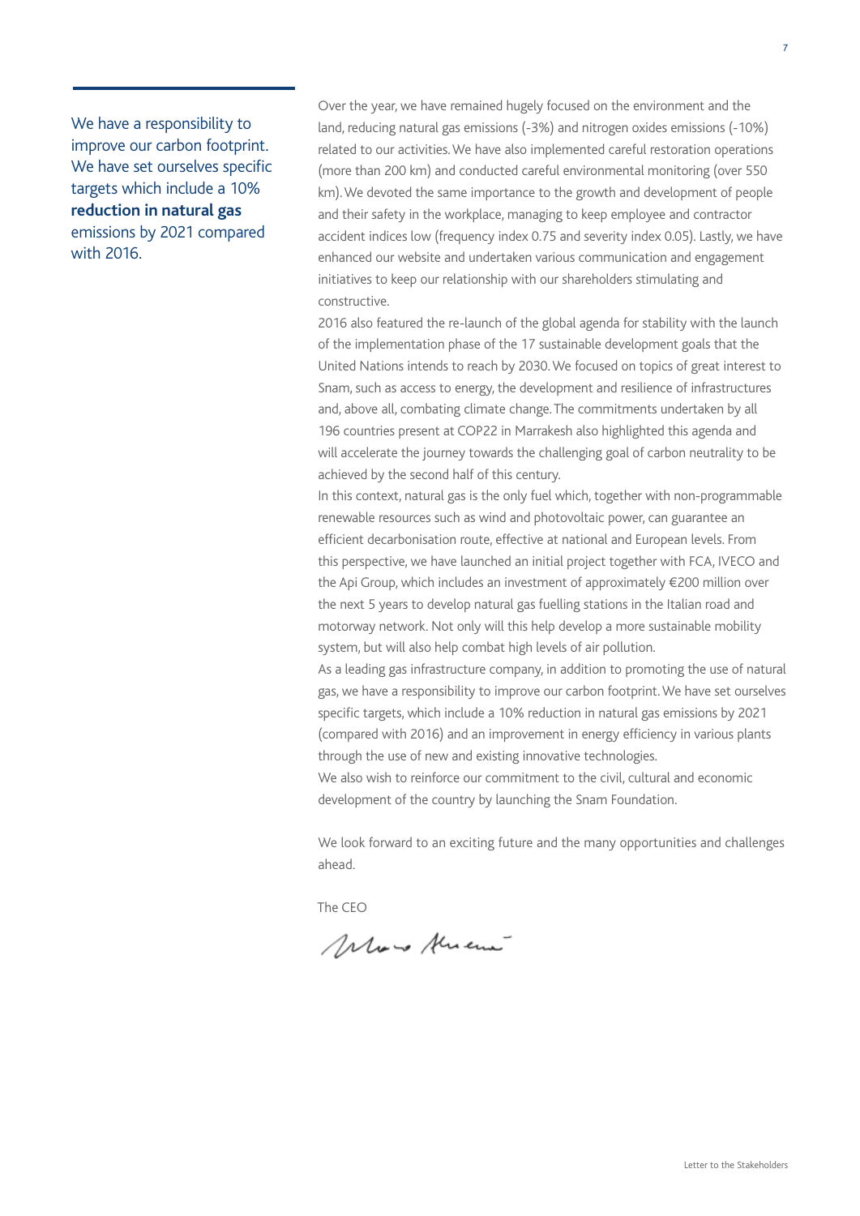We have a responsibility to improve our carbon footprint. We have set ourselves specific targets which include a 10% **reduction in natural gas** emissions by 2021 compared with 2016.

Over the year, we have remained hugely focused on the environment and the land, reducing natural gas emissions (-3%) and nitrogen oxides emissions (-10%) related to our activities. We have also implemented careful restoration operations (more than 200 km) and conducted careful environmental monitoring (over 550 km). We devoted the same importance to the growth and development of people and their safety in the workplace, managing to keep employee and contractor accident indices low (frequency index 0.75 and severity index 0.05). Lastly, we have enhanced our website and undertaken various communication and engagement initiatives to keep our relationship with our shareholders stimulating and constructive.

2016 also featured the re-launch of the global agenda for stability with the launch of the implementation phase of the 17 sustainable development goals that the United Nations intends to reach by 2030. We focused on topics of great interest to Snam, such as access to energy, the development and resilience of infrastructures and, above all, combating climate change. The commitments undertaken by all 196 countries present at COP22 in Marrakesh also highlighted this agenda and will accelerate the journey towards the challenging goal of carbon neutrality to be achieved by the second half of this century.

In this context, natural gas is the only fuel which, together with non-programmable renewable resources such as wind and photovoltaic power, can guarantee an efficient decarbonisation route, effective at national and European levels. From this perspective, we have launched an initial project together with FCA, IVECO and the Api Group, which includes an investment of approximately €200 million over the next 5 years to develop natural gas fuelling stations in the Italian road and motorway network. Not only will this help develop a more sustainable mobility system, but will also help combat high levels of air pollution.

As a leading gas infrastructure company, in addition to promoting the use of natural gas, we have a responsibility to improve our carbon footprint. We have set ourselves specific targets, which include a 10% reduction in natural gas emissions by 2021 (compared with 2016) and an improvement in energy efficiency in various plants through the use of new and existing innovative technologies.

We also wish to reinforce our commitment to the civil, cultural and economic development of the country by launching the Snam Foundation.

We look forward to an exciting future and the many opportunities and challenges ahead.

The CEO